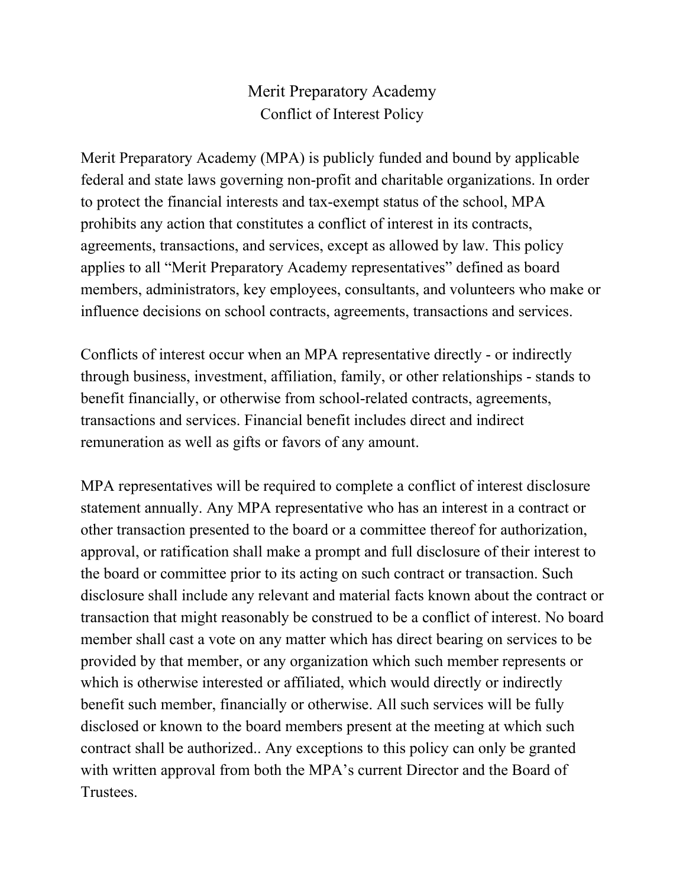# Merit Preparatory Academy
## Conflict of Interest Policy

Merit Preparatory Academy (MPA) is publicly funded and bound by applicable federal and state laws governing non-profit and charitable organizations. In order to protect the financial interests and tax-exempt status of the school, MPA prohibits any action that constitutes a conflict of interest in its contracts, agreements, transactions, and services, except as allowed by law. This policy applies to all "Merit Preparatory Academy representatives" defined as board members, administrators, key employees, consultants, and volunteers who make or influence decisions on school contracts, agreements, transactions and services.

Conflicts of interest occur when an MPA representative directly - or indirectly through business, investment, affiliation, family, or other relationships - stands to benefit financially, or otherwise from school-related contracts, agreements, transactions and services. Financial benefit includes direct and indirect remuneration as well as gifts or favors of any amount.

MPA representatives will be required to complete a conflict of interest disclosure statement annually. Any MPA representative who has an interest in a contract or other transaction presented to the board or a committee thereof for authorization, approval, or ratification shall make a prompt and full disclosure of their interest to the board or committee prior to its acting on such contract or transaction. Such disclosure shall include any relevant and material facts known about the contract or transaction that might reasonably be construed to be a conflict of interest. No board member shall cast a vote on any matter which has direct bearing on services to be provided by that member, or any organization which such member represents or which is otherwise interested or affiliated, which would directly or indirectly benefit such member, financially or otherwise. All such services will be fully disclosed or known to the board members present at the meeting at which such contract shall be authorized.. Any exceptions to this policy can only be granted with written approval from both the MPA's current Director and the Board of Trustees.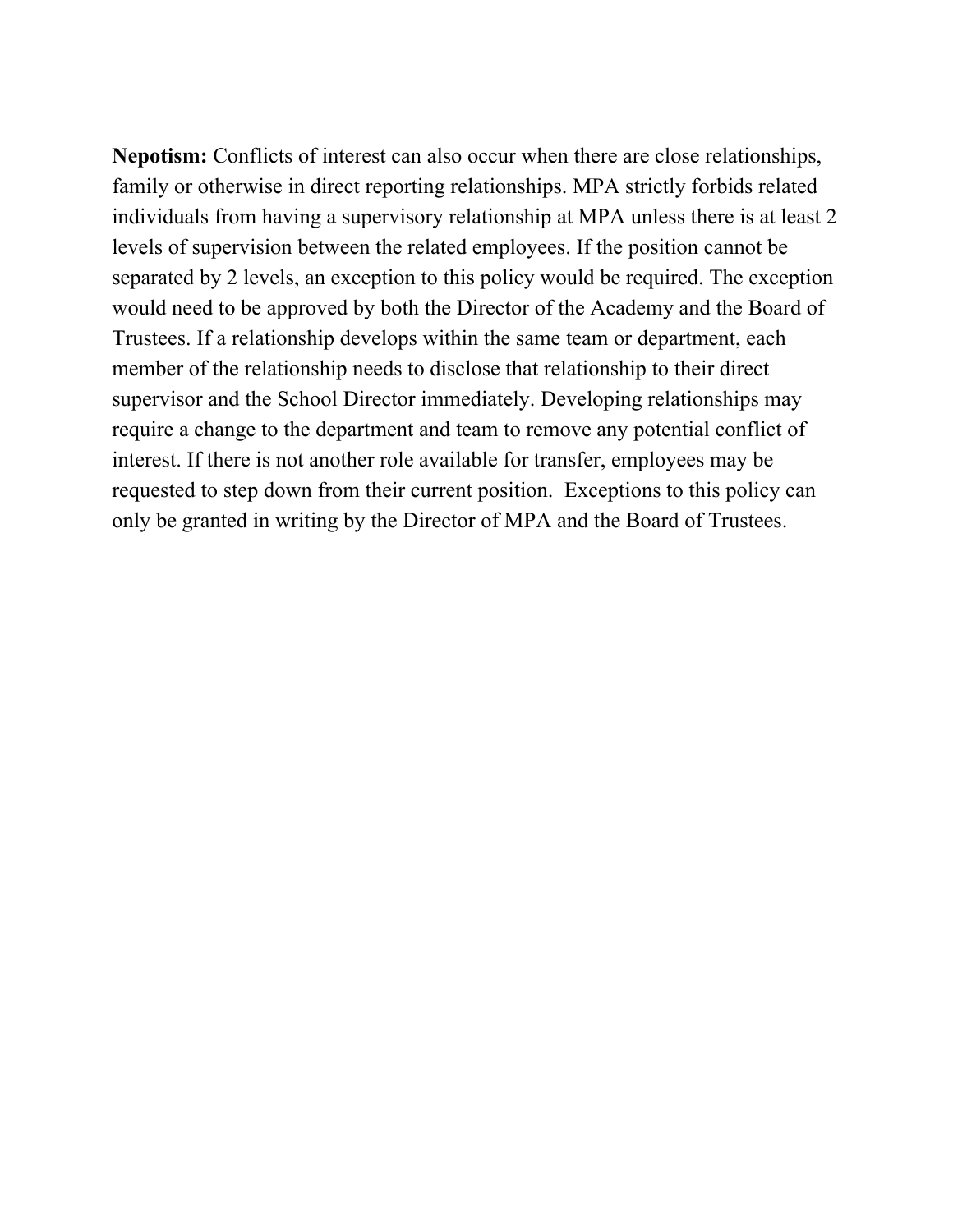**Nepotism:** Conflicts of interest can also occur when there are close relationships, family or otherwise in direct reporting relationships. MPA strictly forbids related individuals from having a supervisory relationship at MPA unless there is at least 2 levels of supervision between the related employees. If the position cannot be separated by 2 levels, an exception to this policy would be required. The exception would need to be approved by both the Director of the Academy and the Board of Trustees. If a relationship develops within the same team or department, each member of the relationship needs to disclose that relationship to their direct supervisor and the School Director immediately. Developing relationships may require a change to the department and team to remove any potential conflict of interest. If there is not another role available for transfer, employees may be requested to step down from their current position. Exceptions to this policy can only be granted in writing by the Director of MPA and the Board of Trustees.